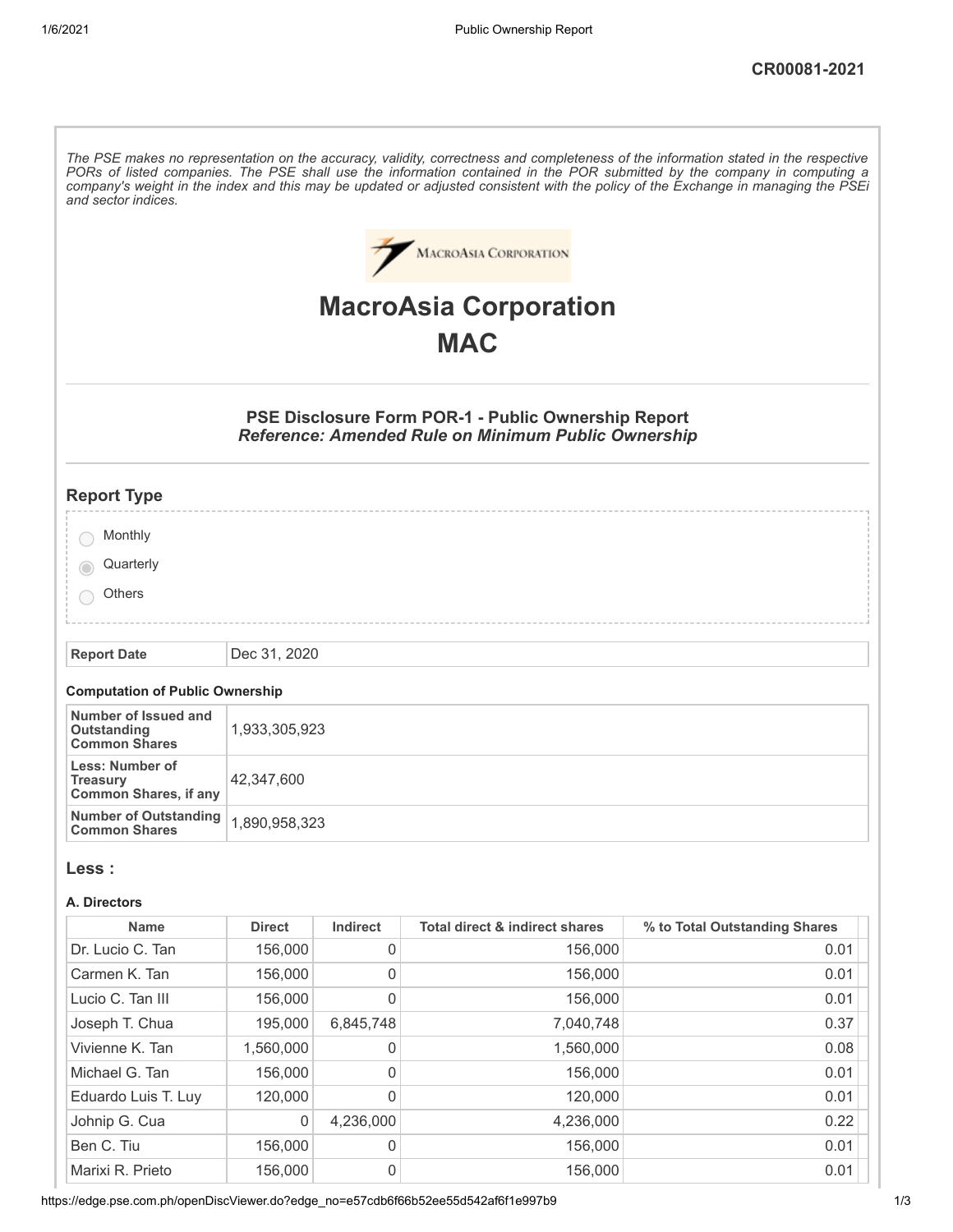CR00081-2021

*The PSE makes no representation on the accuracy, validity, correctness and completeness of the information stated in the respective PORs of listed companies. The PSE shall use the information contained in the POR submitted by the company in computing a company's weight in the index and this may be updated or adjusted consistent with the policy of the Exchange in managing the PSEi and sector indices.*

# MacroAsia Corporation
# MAC

### PSE Disclosure Form POR-1 - Public Ownership Report
### *Reference: Amended Rule on Minimum Public Ownership*

## Report Type

- ○ Monthly
- ◉ Quarterly
- ○ Others

| Report Date | Dec 31, 2020 |
|---|---|

#### Computation of Public Ownership

| Number of Issued and Outstanding Common Shares | 1,933,305,923 |
|---|---|
| Less: Number of Treasury Common Shares, if any | 42,347,600 |
| Number of Outstanding Common Shares | 1,890,958,323 |

## Less :

#### A. Directors

| Name | Direct | Indirect | Total direct & indirect shares | % to Total Outstanding Shares |
|---|---|---|---|---|
| Dr. Lucio C. Tan | 156,000 | 0 | 156,000 | 0.01 |
| Carmen K. Tan | 156,000 | 0 | 156,000 | 0.01 |
| Lucio C. Tan III | 156,000 | 0 | 156,000 | 0.01 |
| Joseph T. Chua | 195,000 | 6,845,748 | 7,040,748 | 0.37 |
| Vivienne K. Tan | 1,560,000 | 0 | 1,560,000 | 0.08 |
| Michael G. Tan | 156,000 | 0 | 156,000 | 0.01 |
| Eduardo Luis T. Luy | 120,000 | 0 | 120,000 | 0.01 |
| Johnip G. Cua | 0 | 4,236,000 | 4,236,000 | 0.22 |
| Ben C. Tiu | 156,000 | 0 | 156,000 | 0.01 |
| Marixi R. Prieto | 156,000 | 0 | 156,000 | 0.01 |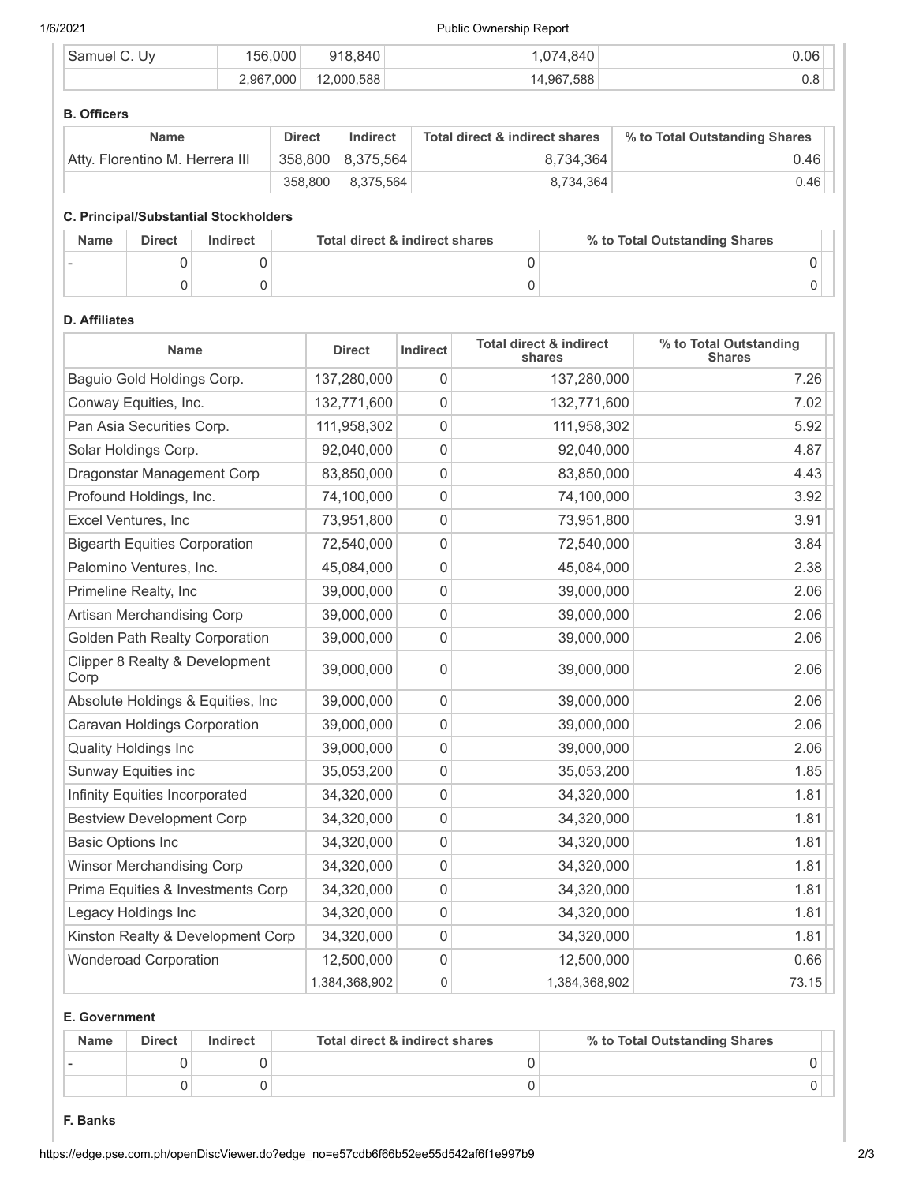| | | | | |
|---|---|---|---|---|
| Samuel C. Uy | 156,000 | 918,840 | 1,074,840 | 0.06 |
| | 2,967,000 | 12,000,588 | 14,967,588 | 0.8 |

**B. Officers**

| Name | Direct | Indirect | Total direct & indirect shares | % to Total Outstanding Shares |
|---|---|---|---|---|
| Atty. Florentino M. Herrera III | 358,800 | 8,375,564 | 8,734,364 | 0.46 |
| | 358,800 | 8,375,564 | 8,734,364 | 0.46 |

**C. Principal/Substantial Stockholders**

| Name | Direct | Indirect | Total direct & indirect shares | % to Total Outstanding Shares |
|---|---|---|---|---|
| - | 0 | 0 | 0 | 0 |
| | 0 | 0 | 0 | 0 |

**D. Affiliates**

| Name | Direct | Indirect | Total direct & indirect shares | % to Total Outstanding Shares |
|---|---|---|---|---|
| Baguio Gold Holdings Corp. | 137,280,000 | 0 | 137,280,000 | 7.26 |
| Conway Equities, Inc. | 132,771,600 | 0 | 132,771,600 | 7.02 |
| Pan Asia Securities Corp. | 111,958,302 | 0 | 111,958,302 | 5.92 |
| Solar Holdings Corp. | 92,040,000 | 0 | 92,040,000 | 4.87 |
| Dragonstar Management Corp | 83,850,000 | 0 | 83,850,000 | 4.43 |
| Profound Holdings, Inc. | 74,100,000 | 0 | 74,100,000 | 3.92 |
| Excel Ventures, Inc | 73,951,800 | 0 | 73,951,800 | 3.91 |
| Bigearth Equities Corporation | 72,540,000 | 0 | 72,540,000 | 3.84 |
| Palomino Ventures, Inc. | 45,084,000 | 0 | 45,084,000 | 2.38 |
| Primeline Realty, Inc | 39,000,000 | 0 | 39,000,000 | 2.06 |
| Artisan Merchandising Corp | 39,000,000 | 0 | 39,000,000 | 2.06 |
| Golden Path Realty Corporation | 39,000,000 | 0 | 39,000,000 | 2.06 |
| Clipper 8 Realty & Development Corp | 39,000,000 | 0 | 39,000,000 | 2.06 |
| Absolute Holdings & Equities, Inc | 39,000,000 | 0 | 39,000,000 | 2.06 |
| Caravan Holdings Corporation | 39,000,000 | 0 | 39,000,000 | 2.06 |
| Quality Holdings Inc | 39,000,000 | 0 | 39,000,000 | 2.06 |
| Sunway Equities inc | 35,053,200 | 0 | 35,053,200 | 1.85 |
| Infinity Equities Incorporated | 34,320,000 | 0 | 34,320,000 | 1.81 |
| Bestview Development Corp | 34,320,000 | 0 | 34,320,000 | 1.81 |
| Basic Options Inc | 34,320,000 | 0 | 34,320,000 | 1.81 |
| Winsor Merchandising Corp | 34,320,000 | 0 | 34,320,000 | 1.81 |
| Prima Equities & Investments Corp | 34,320,000 | 0 | 34,320,000 | 1.81 |
| Legacy Holdings Inc | 34,320,000 | 0 | 34,320,000 | 1.81 |
| Kinston Realty & Development Corp | 34,320,000 | 0 | 34,320,000 | 1.81 |
| Wonderoad Corporation | 12,500,000 | 0 | 12,500,000 | 0.66 |
| | 1,384,368,902 | 0 | 1,384,368,902 | 73.15 |

**E. Government**

| Name | Direct | Indirect | Total direct & indirect shares | % to Total Outstanding Shares |
|---|---|---|---|---|
| - | 0 | 0 | 0 | 0 |
| | 0 | 0 | 0 | 0 |

**F. Banks**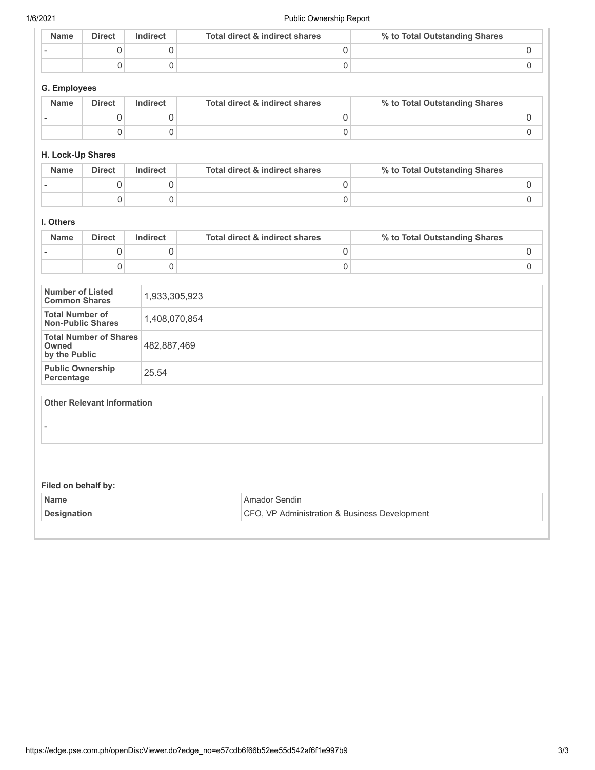| Name | Direct | Indirect | Total direct & indirect shares | % to Total Outstanding Shares |
|---|---|---|---|---|
| - | 0 | 0 | 0 | 0 |
| | 0 | 0 | 0 | 0 |

### G. Employees

| Name | Direct | Indirect | Total direct & indirect shares | % to Total Outstanding Shares |
|---|---|---|---|---|
| - | 0 | 0 | 0 | 0 |
| | 0 | 0 | 0 | 0 |

### H. Lock-Up Shares

| Name | Direct | Indirect | Total direct & indirect shares | % to Total Outstanding Shares |
|---|---|---|---|---|
| - | 0 | 0 | 0 | 0 |
| | 0 | 0 | 0 | 0 |

### I. Others

| Name | Direct | Indirect | Total direct & indirect shares | % to Total Outstanding Shares |
|---|---|---|---|---|
| - | 0 | 0 | 0 | 0 |
| | 0 | 0 | 0 | 0 |

| | |
|---|---|
| **Number of Listed Common Shares** | 1,933,305,923 |
| **Total Number of Non-Public Shares** | 1,408,070,854 |
| **Total Number of Shares Owned by the Public** | 482,887,469 |
| **Public Ownership Percentage** | 25.54 |

| Other Relevant Information |
|---|
| - |

**Filed on behalf by:**

| | |
|---|---|
| **Name** | Amador Sendin |
| **Designation** | CFO, VP Administration & Business Development |